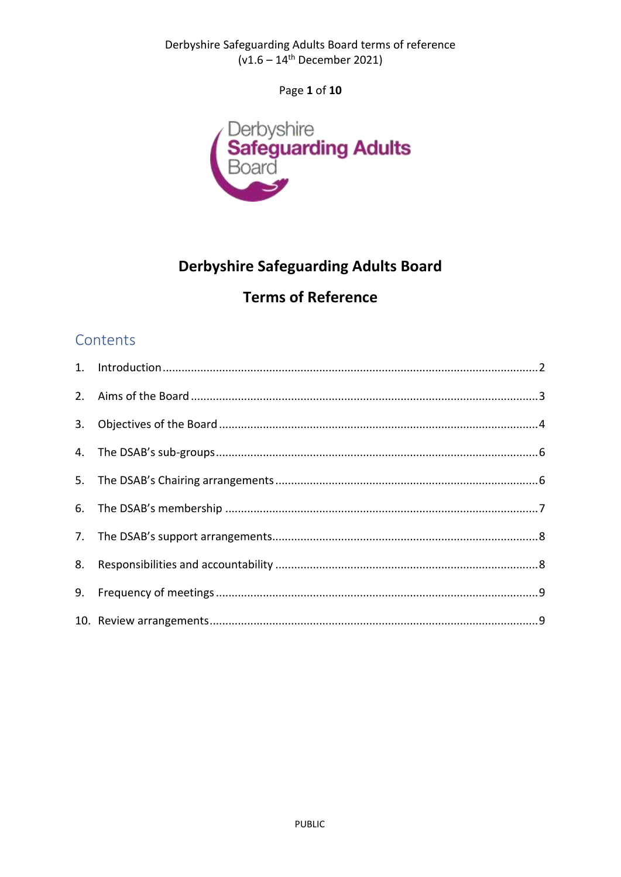# Derbyshire Safeguarding Adults Board

## Terms of Reference

## Contents

1. Introduction ........ 2
2. Aims of the Board ........ 3
3. Objectives of the Board ........ 4
4. The DSAB's sub-groups ........ 6
5. The DSAB's Chairing arrangements ........ 6
6. The DSAB's membership ........ 7
7. The DSAB's support arrangements ........ 8
8. Responsibilities and accountability ........ 8
9. Frequency of meetings ........ 9
10. Review arrangements ........ 9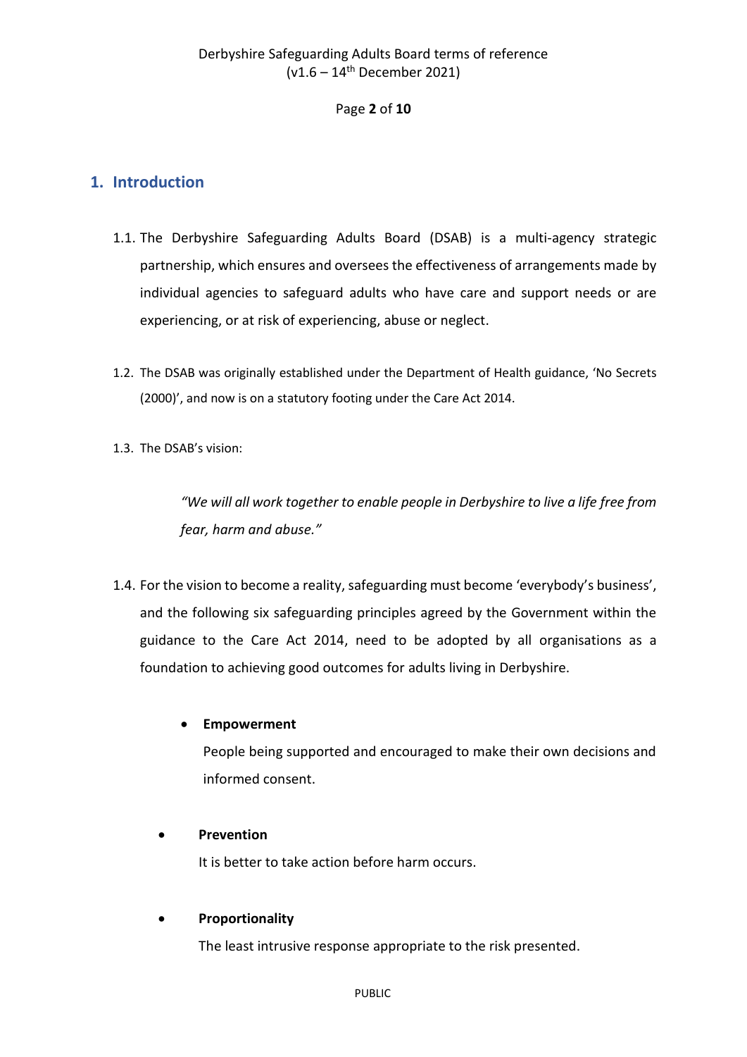## 1. Introduction

1.1. The Derbyshire Safeguarding Adults Board (DSAB) is a multi-agency strategic partnership, which ensures and oversees the effectiveness of arrangements made by individual agencies to safeguard adults who have care and support needs or are experiencing, or at risk of experiencing, abuse or neglect.

1.2. The DSAB was originally established under the Department of Health guidance, 'No Secrets (2000)', and now is on a statutory footing under the Care Act 2014.

1.3. The DSAB's vision:

> *"We will all work together to enable people in Derbyshire to live a life free from fear, harm and abuse."*

1.4. For the vision to become a reality, safeguarding must become 'everybody's business', and the following six safeguarding principles agreed by the Government within the guidance to the Care Act 2014, need to be adopted by all organisations as a foundation to achieving good outcomes for adults living in Derbyshire.

- **Empowerment**
  People being supported and encouraged to make their own decisions and informed consent.

- **Prevention**
  It is better to take action before harm occurs.

- **Proportionality**
  The least intrusive response appropriate to the risk presented.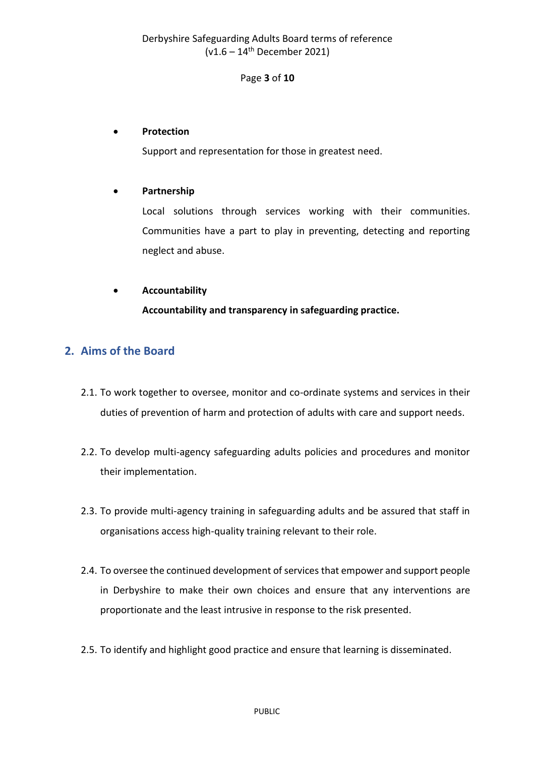- **Protection**

  Support and representation for those in greatest need.

- **Partnership**

  Local solutions through services working with their communities. Communities have a part to play in preventing, detecting and reporting neglect and abuse.

- **Accountability**

  **Accountability and transparency in safeguarding practice.**

## 2. Aims of the Board

2.1. To work together to oversee, monitor and co-ordinate systems and services in their duties of prevention of harm and protection of adults with care and support needs.

2.2. To develop multi-agency safeguarding adults policies and procedures and monitor their implementation.

2.3. To provide multi-agency training in safeguarding adults and be assured that staff in organisations access high-quality training relevant to their role.

2.4. To oversee the continued development of services that empower and support people in Derbyshire to make their own choices and ensure that any interventions are proportionate and the least intrusive in response to the risk presented.

2.5. To identify and highlight good practice and ensure that learning is disseminated.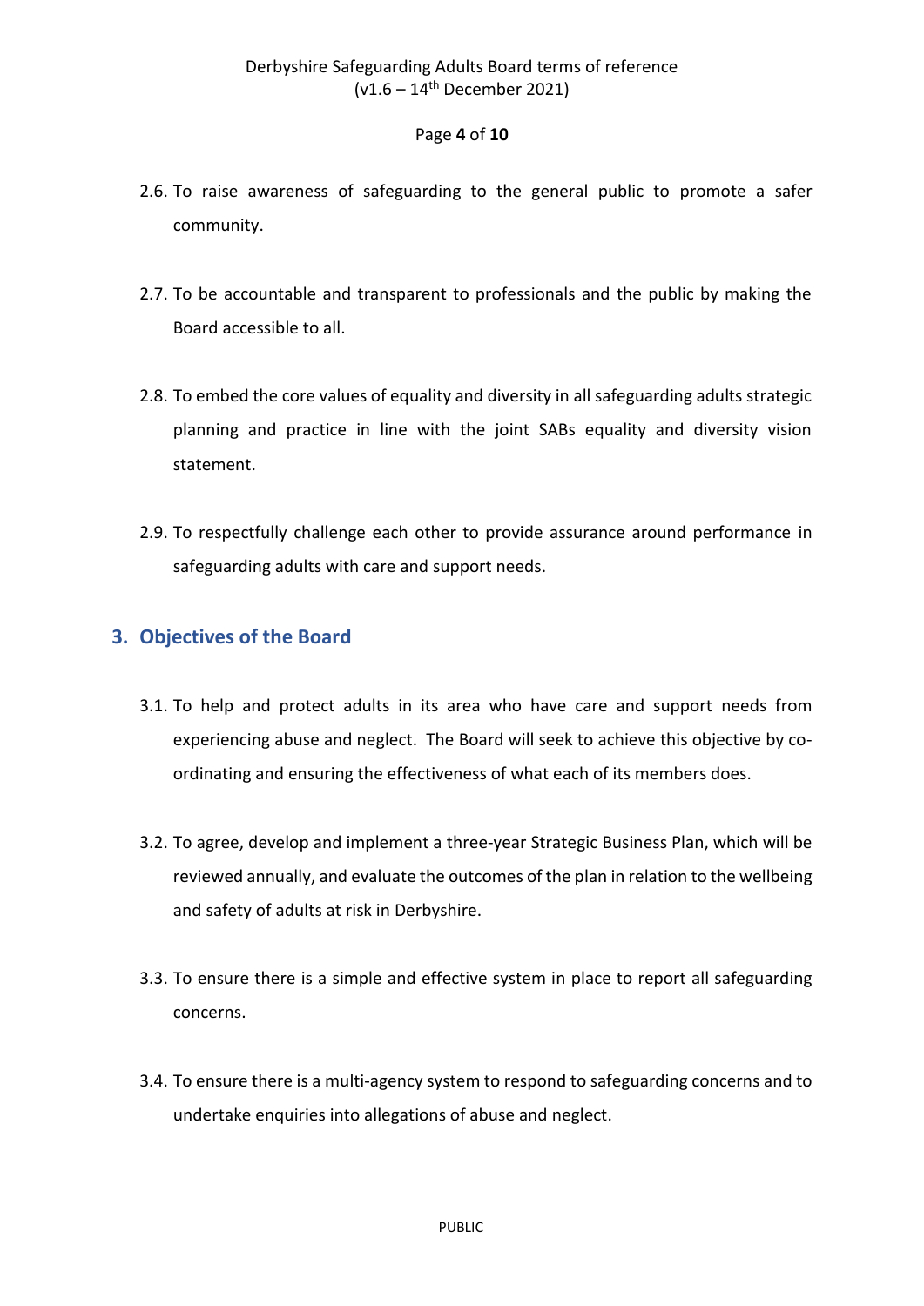2.6. To raise awareness of safeguarding to the general public to promote a safer community.

2.7. To be accountable and transparent to professionals and the public by making the Board accessible to all.

2.8. To embed the core values of equality and diversity in all safeguarding adults strategic planning and practice in line with the joint SABs equality and diversity vision statement.

2.9. To respectfully challenge each other to provide assurance around performance in safeguarding adults with care and support needs.

## 3. Objectives of the Board

3.1. To help and protect adults in its area who have care and support needs from experiencing abuse and neglect. The Board will seek to achieve this objective by co-ordinating and ensuring the effectiveness of what each of its members does.

3.2. To agree, develop and implement a three-year Strategic Business Plan, which will be reviewed annually, and evaluate the outcomes of the plan in relation to the wellbeing and safety of adults at risk in Derbyshire.

3.3. To ensure there is a simple and effective system in place to report all safeguarding concerns.

3.4. To ensure there is a multi-agency system to respond to safeguarding concerns and to undertake enquiries into allegations of abuse and neglect.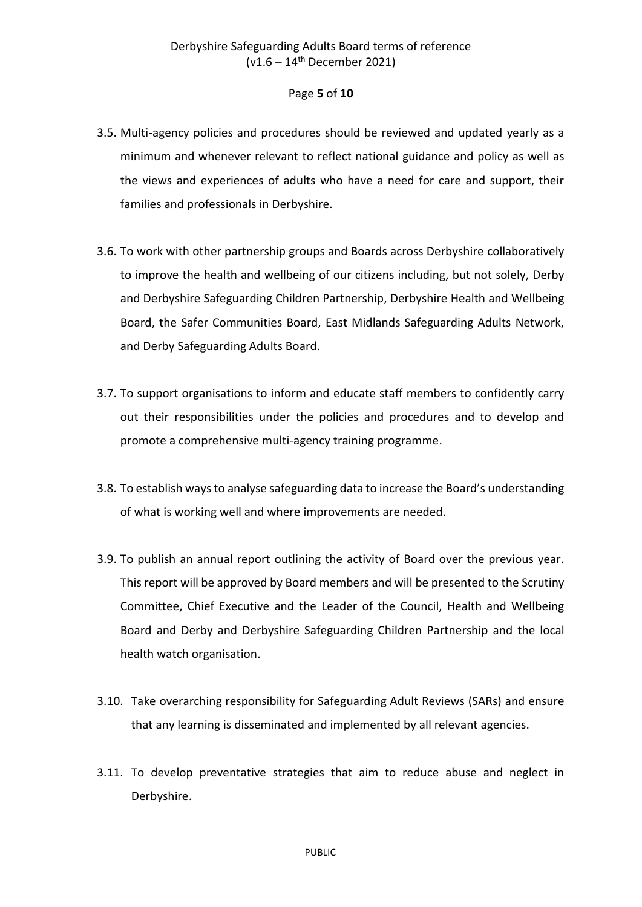3.5. Multi-agency policies and procedures should be reviewed and updated yearly as a minimum and whenever relevant to reflect national guidance and policy as well as the views and experiences of adults who have a need for care and support, their families and professionals in Derbyshire.

3.6. To work with other partnership groups and Boards across Derbyshire collaboratively to improve the health and wellbeing of our citizens including, but not solely, Derby and Derbyshire Safeguarding Children Partnership, Derbyshire Health and Wellbeing Board, the Safer Communities Board, East Midlands Safeguarding Adults Network, and Derby Safeguarding Adults Board.

3.7. To support organisations to inform and educate staff members to confidently carry out their responsibilities under the policies and procedures and to develop and promote a comprehensive multi-agency training programme.

3.8. To establish ways to analyse safeguarding data to increase the Board's understanding of what is working well and where improvements are needed.

3.9. To publish an annual report outlining the activity of Board over the previous year. This report will be approved by Board members and will be presented to the Scrutiny Committee, Chief Executive and the Leader of the Council, Health and Wellbeing Board and Derby and Derbyshire Safeguarding Children Partnership and the local health watch organisation.

3.10. Take overarching responsibility for Safeguarding Adult Reviews (SARs) and ensure that any learning is disseminated and implemented by all relevant agencies.

3.11. To develop preventative strategies that aim to reduce abuse and neglect in Derbyshire.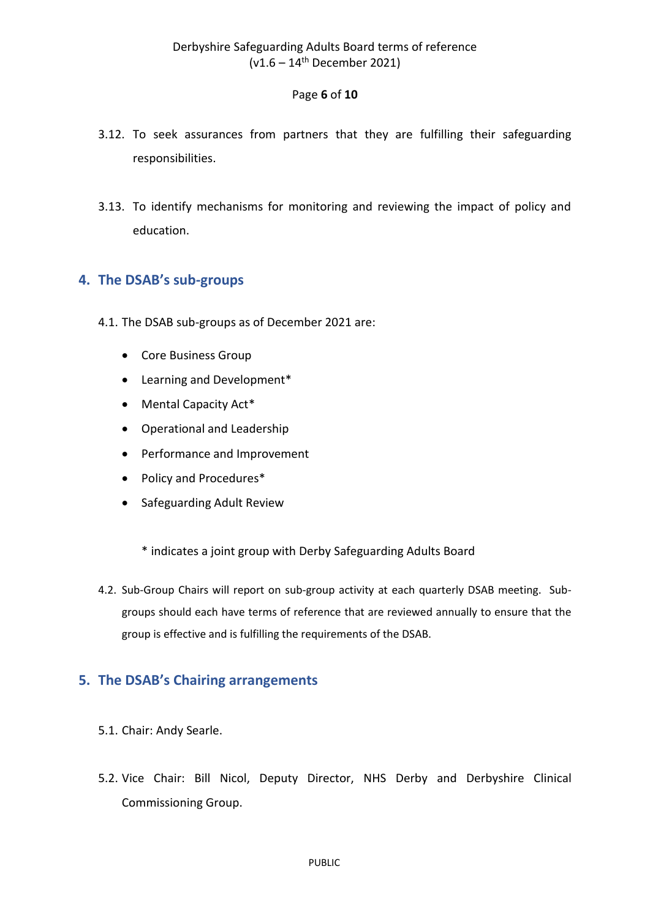3.12. To seek assurances from partners that they are fulfilling their safeguarding responsibilities.

3.13. To identify mechanisms for monitoring and reviewing the impact of policy and education.

## 4. The DSAB's sub-groups

4.1. The DSAB sub-groups as of December 2021 are:

- Core Business Group
- Learning and Development*
- Mental Capacity Act*
- Operational and Leadership
- Performance and Improvement
- Policy and Procedures*
- Safeguarding Adult Review

\* indicates a joint group with Derby Safeguarding Adults Board

4.2. Sub-Group Chairs will report on sub-group activity at each quarterly DSAB meeting. Sub-groups should each have terms of reference that are reviewed annually to ensure that the group is effective and is fulfilling the requirements of the DSAB.

## 5. The DSAB's Chairing arrangements

5.1. Chair: Andy Searle.

5.2. Vice Chair: Bill Nicol, Deputy Director, NHS Derby and Derbyshire Clinical Commissioning Group.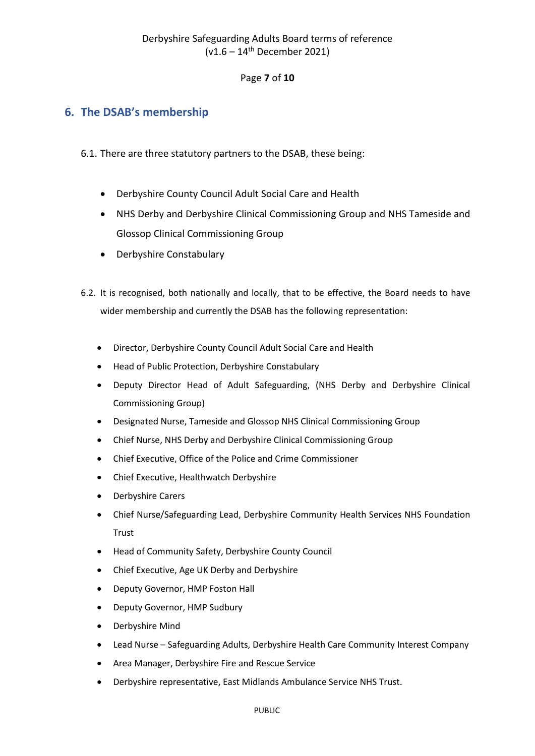## 6. The DSAB's membership

6.1. There are three statutory partners to the DSAB, these being:

- Derbyshire County Council Adult Social Care and Health
- NHS Derby and Derbyshire Clinical Commissioning Group and NHS Tameside and Glossop Clinical Commissioning Group
- Derbyshire Constabulary

6.2. It is recognised, both nationally and locally, that to be effective, the Board needs to have wider membership and currently the DSAB has the following representation:

- Director, Derbyshire County Council Adult Social Care and Health
- Head of Public Protection, Derbyshire Constabulary
- Deputy Director Head of Adult Safeguarding, (NHS Derby and Derbyshire Clinical Commissioning Group)
- Designated Nurse, Tameside and Glossop NHS Clinical Commissioning Group
- Chief Nurse, NHS Derby and Derbyshire Clinical Commissioning Group
- Chief Executive, Office of the Police and Crime Commissioner
- Chief Executive, Healthwatch Derbyshire
- Derbyshire Carers
- Chief Nurse/Safeguarding Lead, Derbyshire Community Health Services NHS Foundation Trust
- Head of Community Safety, Derbyshire County Council
- Chief Executive, Age UK Derby and Derbyshire
- Deputy Governor, HMP Foston Hall
- Deputy Governor, HMP Sudbury
- Derbyshire Mind
- Lead Nurse – Safeguarding Adults, Derbyshire Health Care Community Interest Company
- Area Manager, Derbyshire Fire and Rescue Service
- Derbyshire representative, East Midlands Ambulance Service NHS Trust.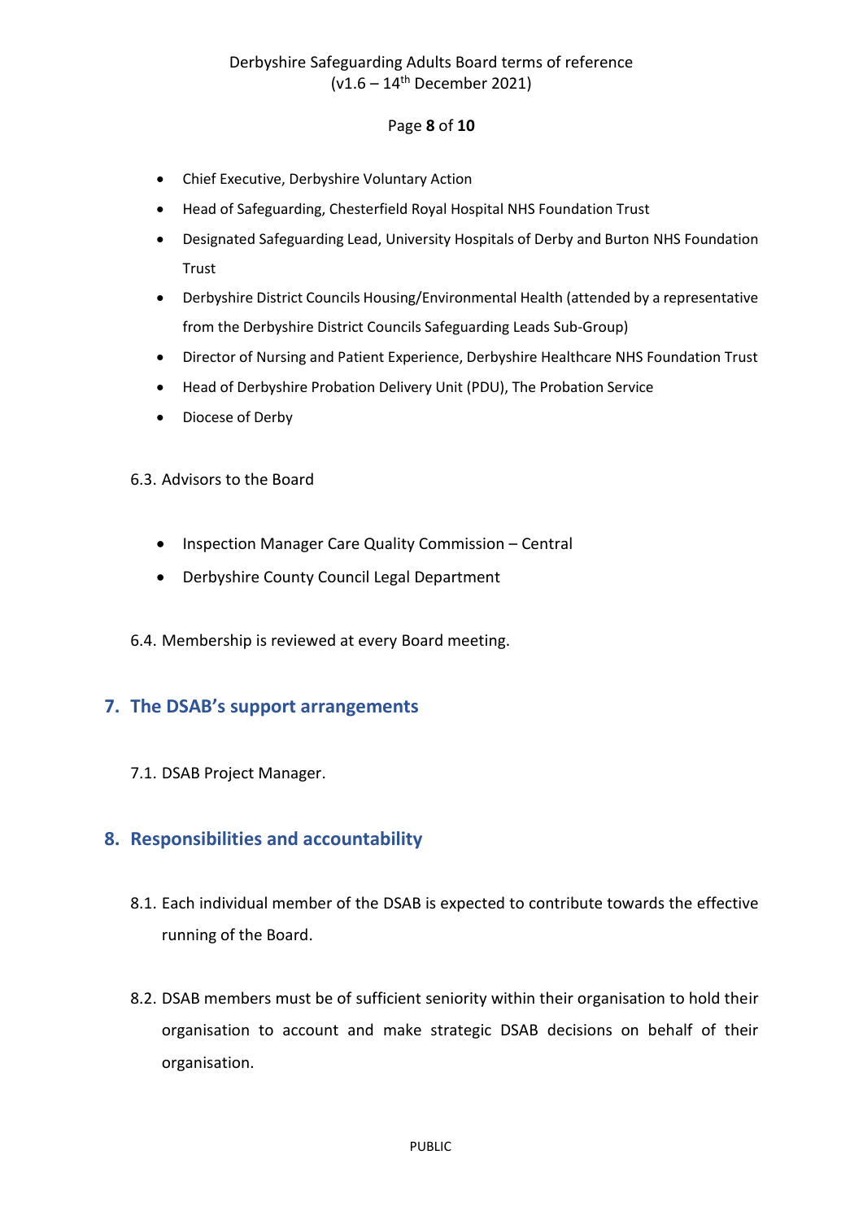- Chief Executive, Derbyshire Voluntary Action
- Head of Safeguarding, Chesterfield Royal Hospital NHS Foundation Trust
- Designated Safeguarding Lead, University Hospitals of Derby and Burton NHS Foundation Trust
- Derbyshire District Councils Housing/Environmental Health (attended by a representative from the Derbyshire District Councils Safeguarding Leads Sub-Group)
- Director of Nursing and Patient Experience, Derbyshire Healthcare NHS Foundation Trust
- Head of Derbyshire Probation Delivery Unit (PDU), The Probation Service
- Diocese of Derby

6.3. Advisors to the Board

- Inspection Manager Care Quality Commission – Central
- Derbyshire County Council Legal Department

6.4. Membership is reviewed at every Board meeting.

## 7. The DSAB's support arrangements

7.1. DSAB Project Manager.

## 8. Responsibilities and accountability

8.1. Each individual member of the DSAB is expected to contribute towards the effective running of the Board.

8.2. DSAB members must be of sufficient seniority within their organisation to hold their organisation to account and make strategic DSAB decisions on behalf of their organisation.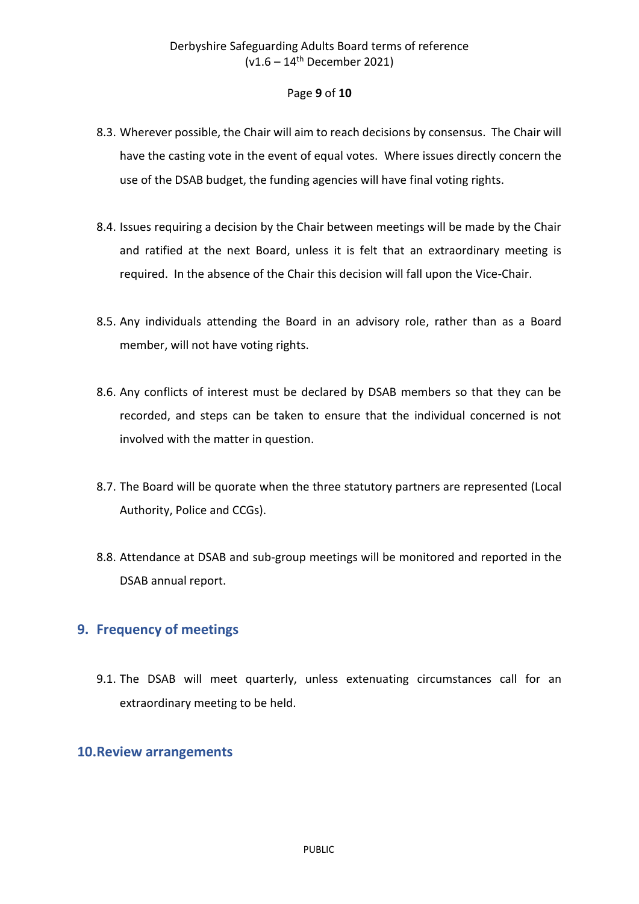8.3. Wherever possible, the Chair will aim to reach decisions by consensus. The Chair will have the casting vote in the event of equal votes. Where issues directly concern the use of the DSAB budget, the funding agencies will have final voting rights.

8.4. Issues requiring a decision by the Chair between meetings will be made by the Chair and ratified at the next Board, unless it is felt that an extraordinary meeting is required. In the absence of the Chair this decision will fall upon the Vice-Chair.

8.5. Any individuals attending the Board in an advisory role, rather than as a Board member, will not have voting rights.

8.6. Any conflicts of interest must be declared by DSAB members so that they can be recorded, and steps can be taken to ensure that the individual concerned is not involved with the matter in question.

8.7. The Board will be quorate when the three statutory partners are represented (Local Authority, Police and CCGs).

8.8. Attendance at DSAB and sub-group meetings will be monitored and reported in the DSAB annual report.

## 9. Frequency of meetings

9.1. The DSAB will meet quarterly, unless extenuating circumstances call for an extraordinary meeting to be held.

## 10. Review arrangements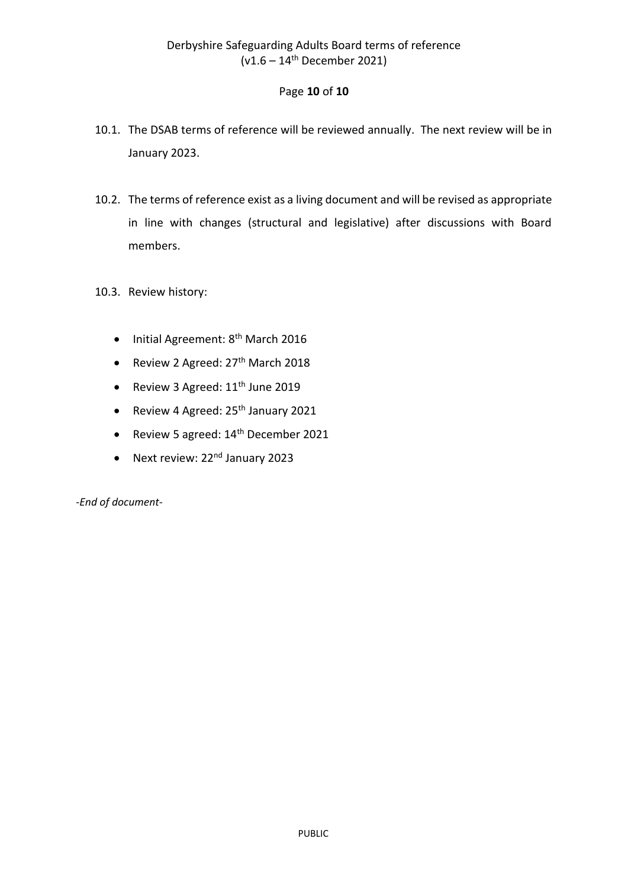10.1. The DSAB terms of reference will be reviewed annually. The next review will be in January 2023.

10.2. The terms of reference exist as a living document and will be revised as appropriate in line with changes (structural and legislative) after discussions with Board members.

10.3. Review history:

- Initial Agreement: 8th March 2016
- Review 2 Agreed: 27th March 2018
- Review 3 Agreed: 11th June 2019
- Review 4 Agreed: 25th January 2021
- Review 5 agreed: 14th December 2021
- Next review: 22nd January 2023

*-End of document-*